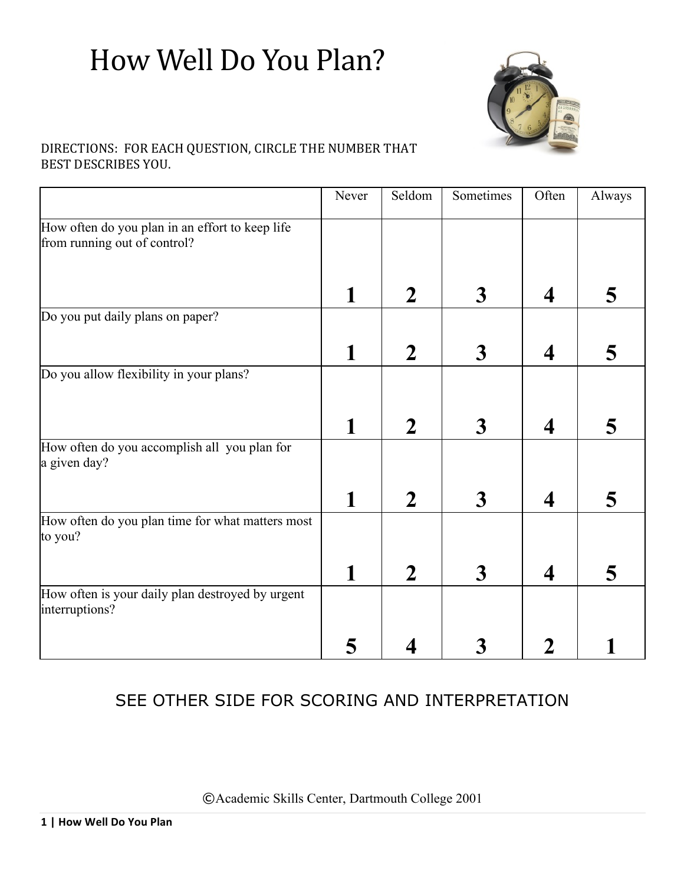# How Well Do You Plan?

DIRECTIONS: FOR EACH QUESTION, CIRCLE THE NUMBER THAT BEST DESCRIBES YOU.

| | Never | Seldom | Sometimes | Often | Always |
|---|---|---|---|---|---|
| How often do you plan in an effort to keep life from running out of control? | **1** | **2** | **3** | **4** | **5** |
| Do you put daily plans on paper? | **1** | **2** | **3** | **4** | **5** |
| Do you allow flexibility in your plans? | **1** | **2** | **3** | **4** | **5** |
| How often do you accomplish all you plan for a given day? | **1** | **2** | **3** | **4** | **5** |
| How often do you plan time for what matters most to you? | **1** | **2** | **3** | **4** | **5** |
| How often is your daily plan destroyed by urgent interruptions? | **5** | **4** | **3** | **2** | **1** |

SEE OTHER SIDE FOR SCORING AND INTERPRETATION

©Academic Skills Center, Dartmouth College 2001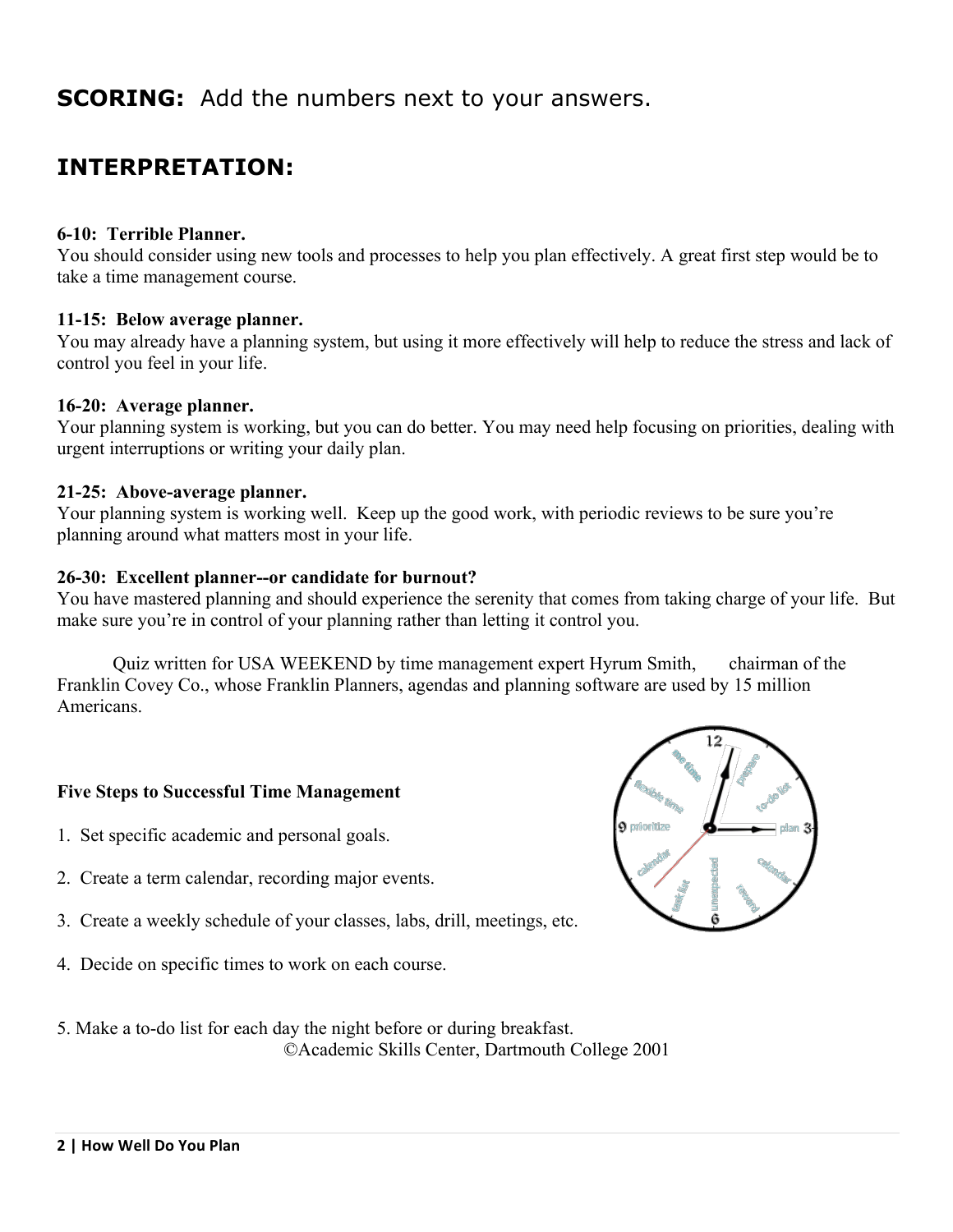**SCORING:** Add the numbers next to your answers.

## INTERPRETATION:

**6-10: Terrible Planner.**
You should consider using new tools and processes to help you plan effectively. A great first step would be to take a time management course.

**11-15: Below average planner.**
You may already have a planning system, but using it more effectively will help to reduce the stress and lack of control you feel in your life.

**16-20: Average planner.**
Your planning system is working, but you can do better. You may need help focusing on priorities, dealing with urgent interruptions or writing your daily plan.

**21-25: Above-average planner.**
Your planning system is working well. Keep up the good work, with periodic reviews to be sure you're planning around what matters most in your life.

**26-30: Excellent planner--or candidate for burnout?**
You have mastered planning and should experience the serenity that comes from taking charge of your life. But make sure you're in control of your planning rather than letting it control you.

Quiz written for USA WEEKEND by time management expert Hyrum Smith, chairman of the Franklin Covey Co., whose Franklin Planners, agendas and planning software are used by 15 million Americans.

12
me time
prepare
flexible time
to-do list
9 prioritize
plan 3
calendar
calendar
task list
unexpected
reward
6

**Five Steps to Successful Time Management**

1. Set specific academic and personal goals.
2. Create a term calendar, recording major events.
3. Create a weekly schedule of your classes, labs, drill, meetings, etc.
4. Decide on specific times to work on each course.
5. Make a to-do list for each day the night before or during breakfast.

©Academic Skills Center, Dartmouth College 2001